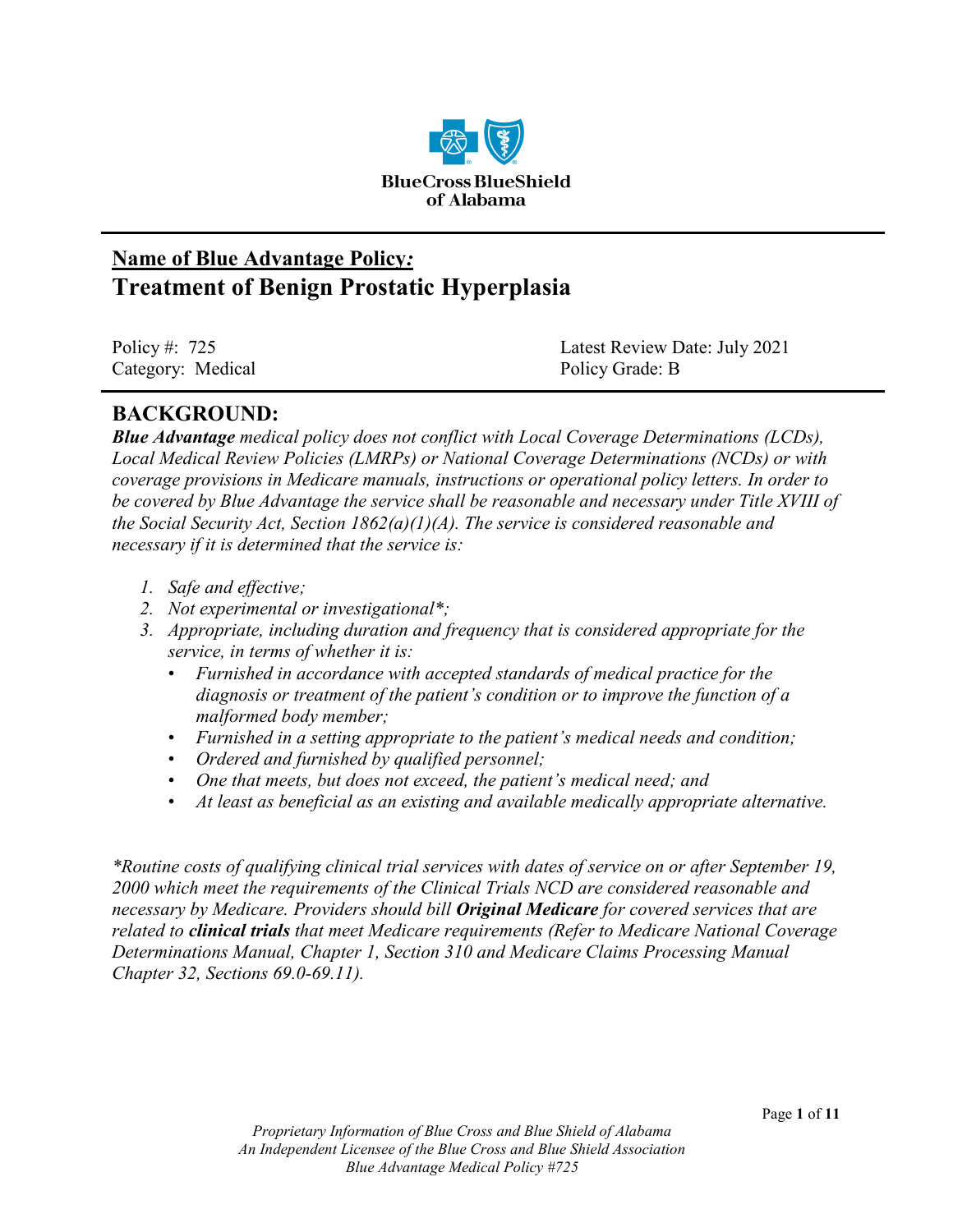BlueCross BlueShield of Alabama

## Name of Blue Advantage Policy*:*

# Treatment of Benign Prostatic Hyperplasia

Policy #: 725
Category: Medical

Latest Review Date: July 2021
Policy Grade: B

## BACKGROUND:

***Blue Advantage*** *medical policy does not conflict with Local Coverage Determinations (LCDs), Local Medical Review Policies (LMRPs) or National Coverage Determinations (NCDs) or with coverage provisions in Medicare manuals, instructions or operational policy letters. In order to be covered by Blue Advantage the service shall be reasonable and necessary under Title XVIII of the Social Security Act, Section 1862(a)(1)(A). The service is considered reasonable and necessary if it is determined that the service is:*

1. *Safe and effective;*
2. *Not experimental or investigational*\*;*
3. *Appropriate, including duration and frequency that is considered appropriate for the service, in terms of whether it is:*
   - *Furnished in accordance with accepted standards of medical practice for the diagnosis or treatment of the patient's condition or to improve the function of a malformed body member;*
   - *Furnished in a setting appropriate to the patient's medical needs and condition;*
   - *Ordered and furnished by qualified personnel;*
   - *One that meets, but does not exceed, the patient's medical need; and*
   - *At least as beneficial as an existing and available medically appropriate alternative.*

*\*Routine costs of qualifying clinical trial services with dates of service on or after September 19, 2000 which meet the requirements of the Clinical Trials NCD are considered reasonable and necessary by Medicare. Providers should bill* ***Original Medicare*** *for covered services that are related to* ***clinical trials*** *that meet Medicare requirements (Refer to Medicare National Coverage Determinations Manual, Chapter 1, Section 310 and Medicare Claims Processing Manual Chapter 32, Sections 69.0-69.11).*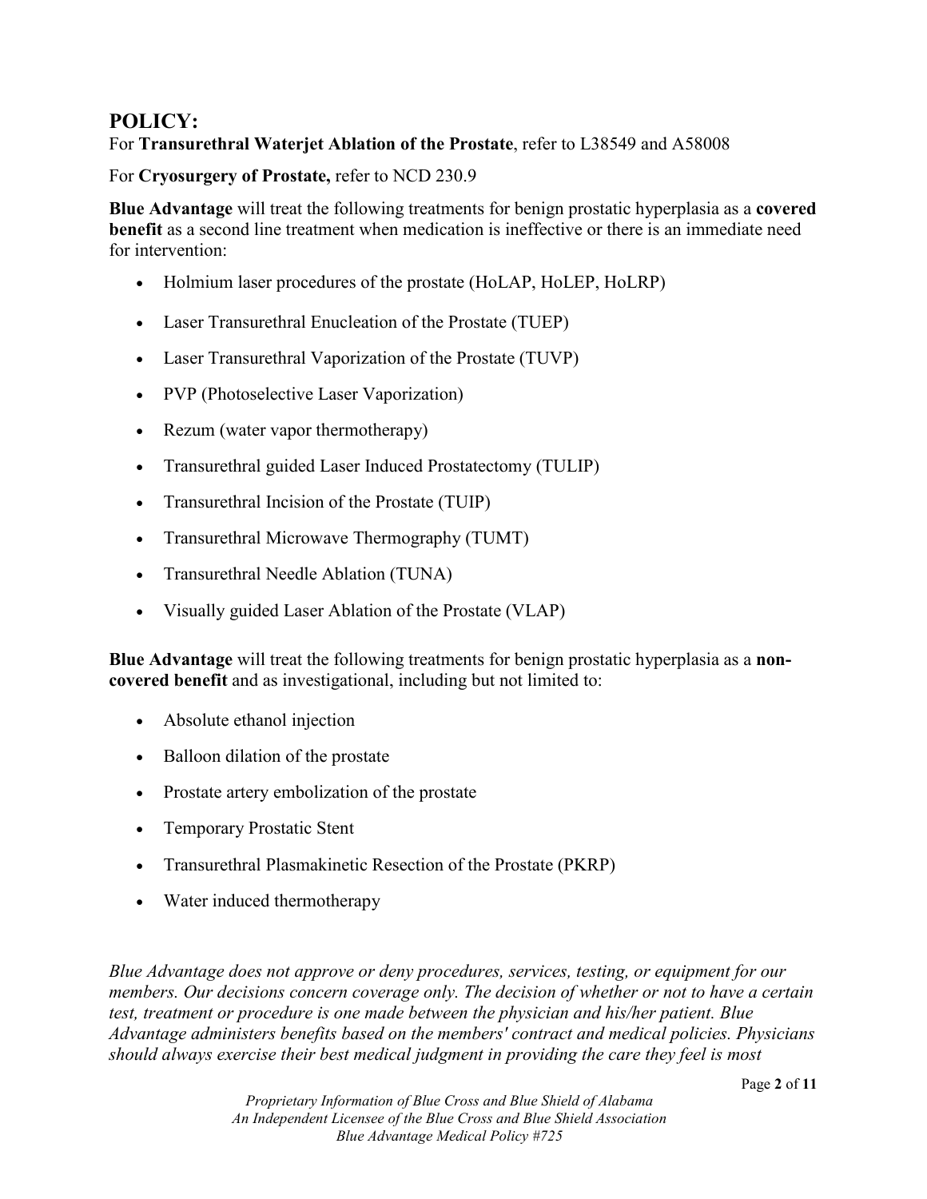## POLICY:

For **Transurethral Waterjet Ablation of the Prostate**, refer to L38549 and A58008

For **Cryosurgery of Prostate,** refer to NCD 230.9

**Blue Advantage** will treat the following treatments for benign prostatic hyperplasia as a **covered benefit** as a second line treatment when medication is ineffective or there is an immediate need for intervention:

- Holmium laser procedures of the prostate (HoLAP, HoLEP, HoLRP)
- Laser Transurethral Enucleation of the Prostate (TUEP)
- Laser Transurethral Vaporization of the Prostate (TUVP)
- PVP (Photoselective Laser Vaporization)
- Rezum (water vapor thermotherapy)
- Transurethral guided Laser Induced Prostatectomy (TULIP)
- Transurethral Incision of the Prostate (TUIP)
- Transurethral Microwave Thermography (TUMT)
- Transurethral Needle Ablation (TUNA)
- Visually guided Laser Ablation of the Prostate (VLAP)

**Blue Advantage** will treat the following treatments for benign prostatic hyperplasia as a **non-covered benefit** and as investigational, including but not limited to:

- Absolute ethanol injection
- Balloon dilation of the prostate
- Prostate artery embolization of the prostate
- Temporary Prostatic Stent
- Transurethral Plasmakinetic Resection of the Prostate (PKRP)
- Water induced thermotherapy

*Blue Advantage does not approve or deny procedures, services, testing, or equipment for our members. Our decisions concern coverage only. The decision of whether or not to have a certain test, treatment or procedure is one made between the physician and his/her patient. Blue Advantage administers benefits based on the members' contract and medical policies. Physicians should always exercise their best medical judgment in providing the care they feel is most*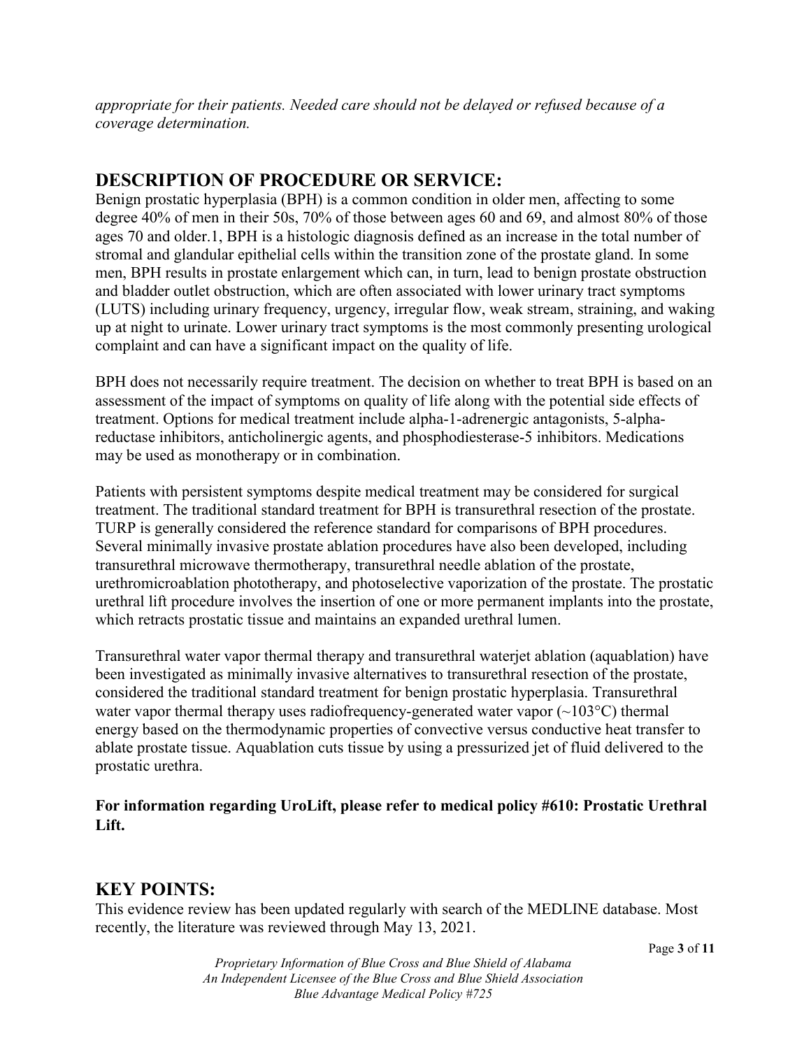*appropriate for their patients. Needed care should not be delayed or refused because of a coverage determination.*

## DESCRIPTION OF PROCEDURE OR SERVICE:

Benign prostatic hyperplasia (BPH) is a common condition in older men, affecting to some degree 40% of men in their 50s, 70% of those between ages 60 and 69, and almost 80% of those ages 70 and older.1, BPH is a histologic diagnosis defined as an increase in the total number of stromal and glandular epithelial cells within the transition zone of the prostate gland. In some men, BPH results in prostate enlargement which can, in turn, lead to benign prostate obstruction and bladder outlet obstruction, which are often associated with lower urinary tract symptoms (LUTS) including urinary frequency, urgency, irregular flow, weak stream, straining, and waking up at night to urinate. Lower urinary tract symptoms is the most commonly presenting urological complaint and can have a significant impact on the quality of life.

BPH does not necessarily require treatment. The decision on whether to treat BPH is based on an assessment of the impact of symptoms on quality of life along with the potential side effects of treatment. Options for medical treatment include alpha-1-adrenergic antagonists, 5-alpha-reductase inhibitors, anticholinergic agents, and phosphodiesterase-5 inhibitors. Medications may be used as monotherapy or in combination.

Patients with persistent symptoms despite medical treatment may be considered for surgical treatment. The traditional standard treatment for BPH is transurethral resection of the prostate. TURP is generally considered the reference standard for comparisons of BPH procedures. Several minimally invasive prostate ablation procedures have also been developed, including transurethral microwave thermotherapy, transurethral needle ablation of the prostate, urethromicroablation phototherapy, and photoselective vaporization of the prostate. The prostatic urethral lift procedure involves the insertion of one or more permanent implants into the prostate, which retracts prostatic tissue and maintains an expanded urethral lumen.

Transurethral water vapor thermal therapy and transurethral waterjet ablation (aquablation) have been investigated as minimally invasive alternatives to transurethral resection of the prostate, considered the traditional standard treatment for benign prostatic hyperplasia. Transurethral water vapor thermal therapy uses radiofrequency-generated water vapor (~103°C) thermal energy based on the thermodynamic properties of convective versus conductive heat transfer to ablate prostate tissue. Aquablation cuts tissue by using a pressurized jet of fluid delivered to the prostatic urethra.

**For information regarding UroLift, please refer to medical policy #610: Prostatic Urethral Lift.**

## KEY POINTS:

This evidence review has been updated regularly with search of the MEDLINE database. Most recently, the literature was reviewed through May 13, 2021.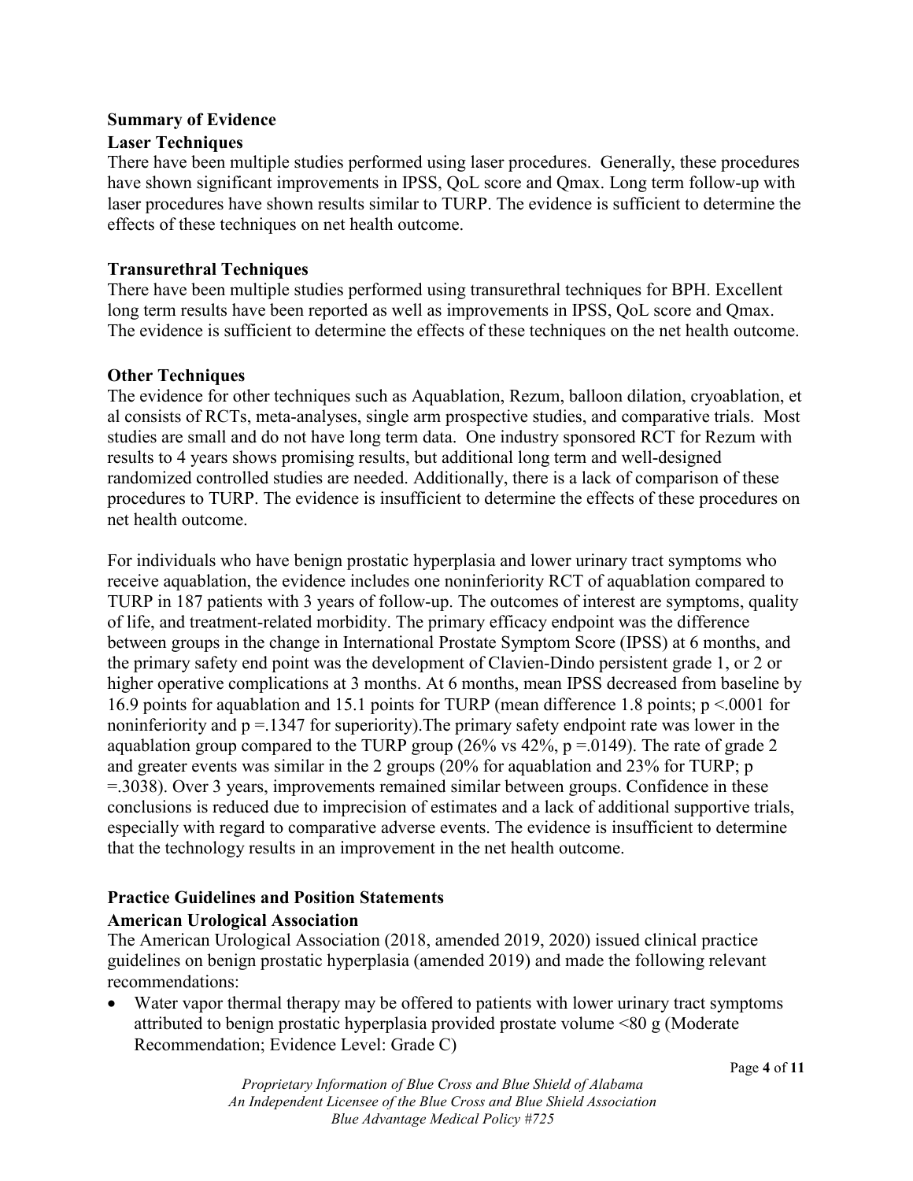**Summary of Evidence**

**Laser Techniques**

There have been multiple studies performed using laser procedures. Generally, these procedures have shown significant improvements in IPSS, QoL score and Qmax. Long term follow-up with laser procedures have shown results similar to TURP. The evidence is sufficient to determine the effects of these techniques on net health outcome.

**Transurethral Techniques**

There have been multiple studies performed using transurethral techniques for BPH. Excellent long term results have been reported as well as improvements in IPSS, QoL score and Qmax. The evidence is sufficient to determine the effects of these techniques on the net health outcome.

**Other Techniques**

The evidence for other techniques such as Aquablation, Rezum, balloon dilation, cryoablation, et al consists of RCTs, meta-analyses, single arm prospective studies, and comparative trials. Most studies are small and do not have long term data. One industry sponsored RCT for Rezum with results to 4 years shows promising results, but additional long term and well-designed randomized controlled studies are needed. Additionally, there is a lack of comparison of these procedures to TURP. The evidence is insufficient to determine the effects of these procedures on net health outcome.

For individuals who have benign prostatic hyperplasia and lower urinary tract symptoms who receive aquablation, the evidence includes one noninferiority RCT of aquablation compared to TURP in 187 patients with 3 years of follow-up. The outcomes of interest are symptoms, quality of life, and treatment-related morbidity. The primary efficacy endpoint was the difference between groups in the change in International Prostate Symptom Score (IPSS) at 6 months, and the primary safety end point was the development of Clavien-Dindo persistent grade 1, or 2 or higher operative complications at 3 months. At 6 months, mean IPSS decreased from baseline by 16.9 points for aquablation and 15.1 points for TURP (mean difference 1.8 points; $p < .0001$ for noninferiority and $p = .1347$ for superiority).The primary safety endpoint rate was lower in the aquablation group compared to the TURP group (26% vs 42%, $p = .0149$). The rate of grade 2 and greater events was similar in the 2 groups (20% for aquablation and 23% for TURP; $p = .3038$). Over 3 years, improvements remained similar between groups. Confidence in these conclusions is reduced due to imprecision of estimates and a lack of additional supportive trials, especially with regard to comparative adverse events. The evidence is insufficient to determine that the technology results in an improvement in the net health outcome.

**Practice Guidelines and Position Statements**

**American Urological Association**

The American Urological Association (2018, amended 2019, 2020) issued clinical practice guidelines on benign prostatic hyperplasia (amended 2019) and made the following relevant recommendations:

- Water vapor thermal therapy may be offered to patients with lower urinary tract symptoms attributed to benign prostatic hyperplasia provided prostate volume <80 g (Moderate Recommendation; Evidence Level: Grade C)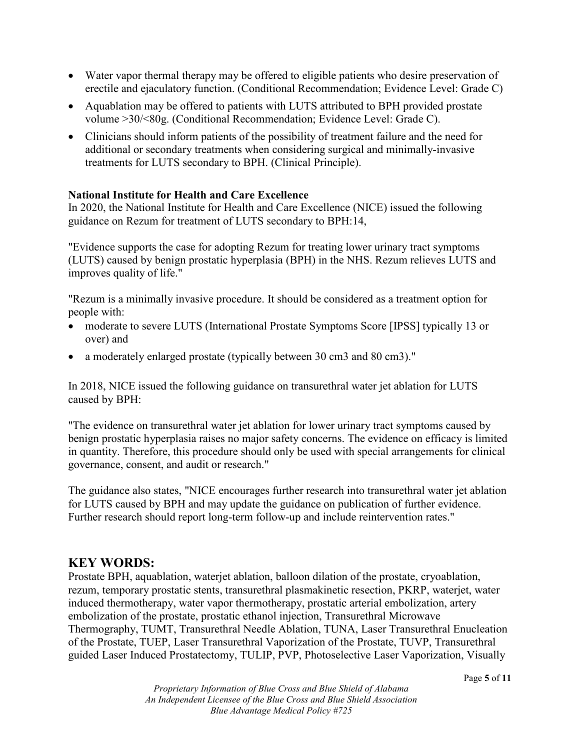- Water vapor thermal therapy may be offered to eligible patients who desire preservation of erectile and ejaculatory function. (Conditional Recommendation; Evidence Level: Grade C)
- Aquablation may be offered to patients with LUTS attributed to BPH provided prostate volume >30/<80g. (Conditional Recommendation; Evidence Level: Grade C).
- Clinicians should inform patients of the possibility of treatment failure and the need for additional or secondary treatments when considering surgical and minimally-invasive treatments for LUTS secondary to BPH. (Clinical Principle).

**National Institute for Health and Care Excellence**

In 2020, the National Institute for Health and Care Excellence (NICE) issued the following guidance on Rezum for treatment of LUTS secondary to BPH:14,

"Evidence supports the case for adopting Rezum for treating lower urinary tract symptoms (LUTS) caused by benign prostatic hyperplasia (BPH) in the NHS. Rezum relieves LUTS and improves quality of life."

"Rezum is a minimally invasive procedure. It should be considered as a treatment option for people with:

- moderate to severe LUTS (International Prostate Symptoms Score [IPSS] typically 13 or over) and
- a moderately enlarged prostate (typically between 30 cm3 and 80 cm3)."

In 2018, NICE issued the following guidance on transurethral water jet ablation for LUTS caused by BPH:

"The evidence on transurethral water jet ablation for lower urinary tract symptoms caused by benign prostatic hyperplasia raises no major safety concerns. The evidence on efficacy is limited in quantity. Therefore, this procedure should only be used with special arrangements for clinical governance, consent, and audit or research."

The guidance also states, "NICE encourages further research into transurethral water jet ablation for LUTS caused by BPH and may update the guidance on publication of further evidence. Further research should report long-term follow-up and include reintervention rates."

## KEY WORDS:

Prostate BPH, aquablation, waterjet ablation, balloon dilation of the prostate, cryoablation, rezum, temporary prostatic stents, transurethral plasmakinetic resection, PKRP, waterjet, water induced thermotherapy, water vapor thermotherapy, prostatic arterial embolization, artery embolization of the prostate, prostatic ethanol injection, Transurethral Microwave Thermography, TUMT, Transurethral Needle Ablation, TUNA, Laser Transurethral Enucleation of the Prostate, TUEP, Laser Transurethral Vaporization of the Prostate, TUVP, Transurethral guided Laser Induced Prostatectomy, TULIP, PVP, Photoselective Laser Vaporization, Visually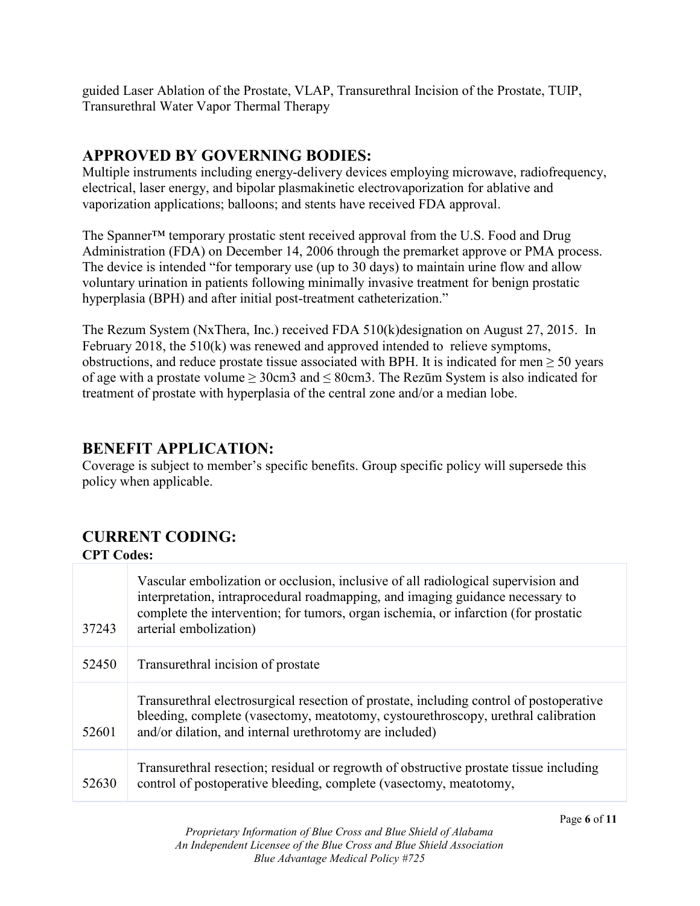guided Laser Ablation of the Prostate, VLAP, Transurethral Incision of the Prostate, TUIP, Transurethral Water Vapor Thermal Therapy

## APPROVED BY GOVERNING BODIES:

Multiple instruments including energy-delivery devices employing microwave, radiofrequency, electrical, laser energy, and bipolar plasmakinetic electrovaporization for ablative and vaporization applications; balloons; and stents have received FDA approval.

The Spanner™ temporary prostatic stent received approval from the U.S. Food and Drug Administration (FDA) on December 14, 2006 through the premarket approve or PMA process. The device is intended "for temporary use (up to 30 days) to maintain urine flow and allow voluntary urination in patients following minimally invasive treatment for benign prostatic hyperplasia (BPH) and after initial post-treatment catheterization."

The Rezum System (NxThera, Inc.) received FDA 510(k)designation on August 27, 2015. In February 2018, the 510(k) was renewed and approved intended to relieve symptoms, obstructions, and reduce prostate tissue associated with BPH. It is indicated for men $\geq$ 50 years of age with a prostate volume $\geq$ 30cm3 and $\leq$ 80cm3. The Rezūm System is also indicated for treatment of prostate with hyperplasia of the central zone and/or a median lobe.

## BENEFIT APPLICATION:

Coverage is subject to member's specific benefits. Group specific policy will supersede this policy when applicable.

## CURRENT CODING:

**CPT Codes:**

| | |
|---|---|
| 37243 | Vascular embolization or occlusion, inclusive of all radiological supervision and interpretation, intraprocedural roadmapping, and imaging guidance necessary to complete the intervention; for tumors, organ ischemia, or infarction (for prostatic arterial embolization) |
| 52450 | Transurethral incision of prostate |
| 52601 | Transurethral electrosurgical resection of prostate, including control of postoperative bleeding, complete (vasectomy, meatotomy, cystourethroscopy, urethral calibration and/or dilation, and internal urethrotomy are included) |
| 52630 | Transurethral resection; residual or regrowth of obstructive prostate tissue including control of postoperative bleeding, complete (vasectomy, meatotomy, |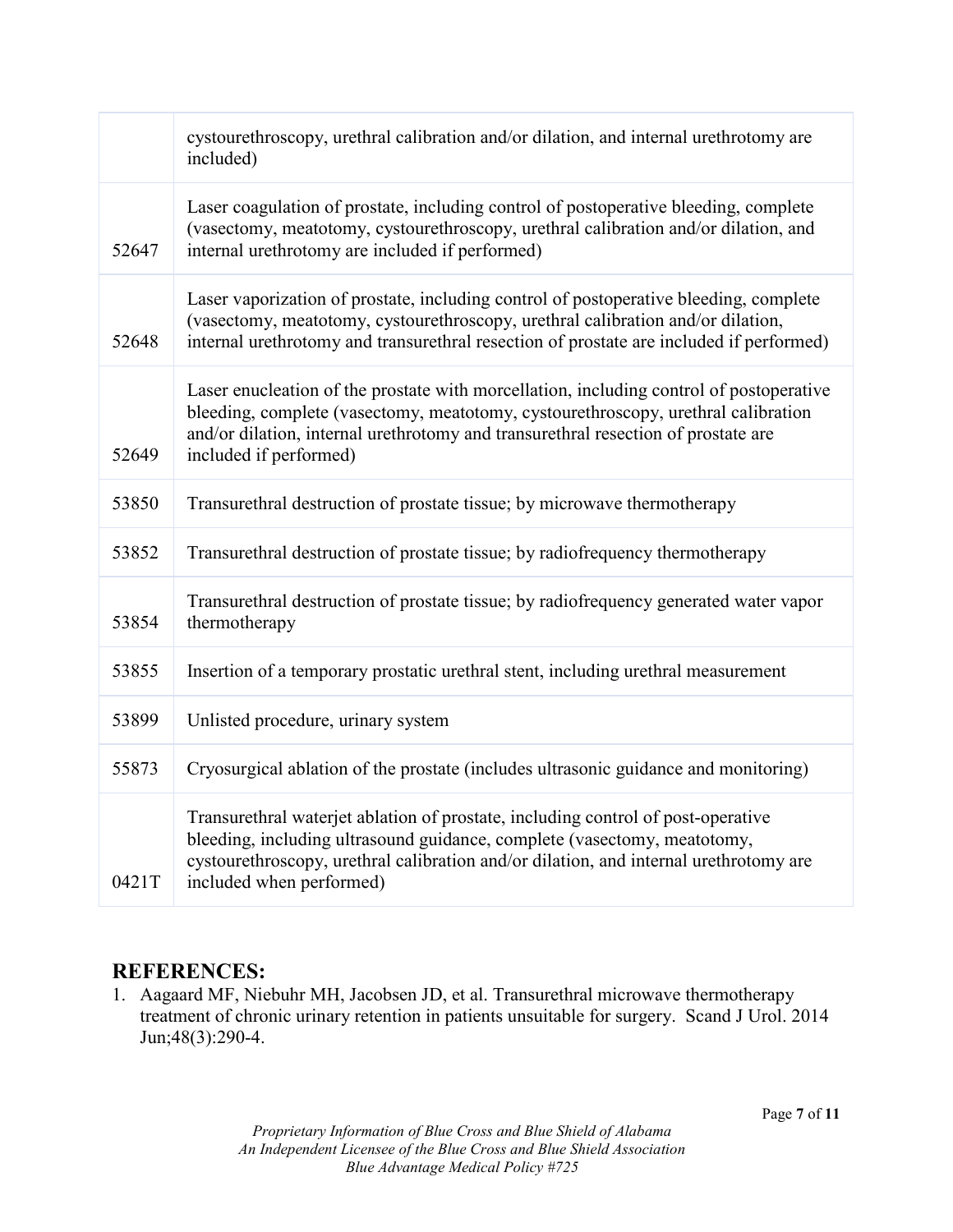| | |
|---|---|
| | cystourethroscopy, urethral calibration and/or dilation, and internal urethrotomy are included) |
| 52647 | Laser coagulation of prostate, including control of postoperative bleeding, complete (vasectomy, meatotomy, cystourethroscopy, urethral calibration and/or dilation, and internal urethrotomy are included if performed) |
| 52648 | Laser vaporization of prostate, including control of postoperative bleeding, complete (vasectomy, meatotomy, cystourethroscopy, urethral calibration and/or dilation, internal urethrotomy and transurethral resection of prostate are included if performed) |
| 52649 | Laser enucleation of the prostate with morcellation, including control of postoperative bleeding, complete (vasectomy, meatotomy, cystourethroscopy, urethral calibration and/or dilation, internal urethrotomy and transurethral resection of prostate are included if performed) |
| 53850 | Transurethral destruction of prostate tissue; by microwave thermotherapy |
| 53852 | Transurethral destruction of prostate tissue; by radiofrequency thermotherapy |
| 53854 | Transurethral destruction of prostate tissue; by radiofrequency generated water vapor thermotherapy |
| 53855 | Insertion of a temporary prostatic urethral stent, including urethral measurement |
| 53899 | Unlisted procedure, urinary system |
| 55873 | Cryosurgical ablation of the prostate (includes ultrasonic guidance and monitoring) |
| 0421T | Transurethral waterjet ablation of prostate, including control of post-operative bleeding, including ultrasound guidance, complete (vasectomy, meatotomy, cystourethroscopy, urethral calibration and/or dilation, and internal urethrotomy are included when performed) |

## REFERENCES:

1. Aagaard MF, Niebuhr MH, Jacobsen JD, et al. Transurethral microwave thermotherapy treatment of chronic urinary retention in patients unsuitable for surgery. Scand J Urol. 2014 Jun;48(3):290-4.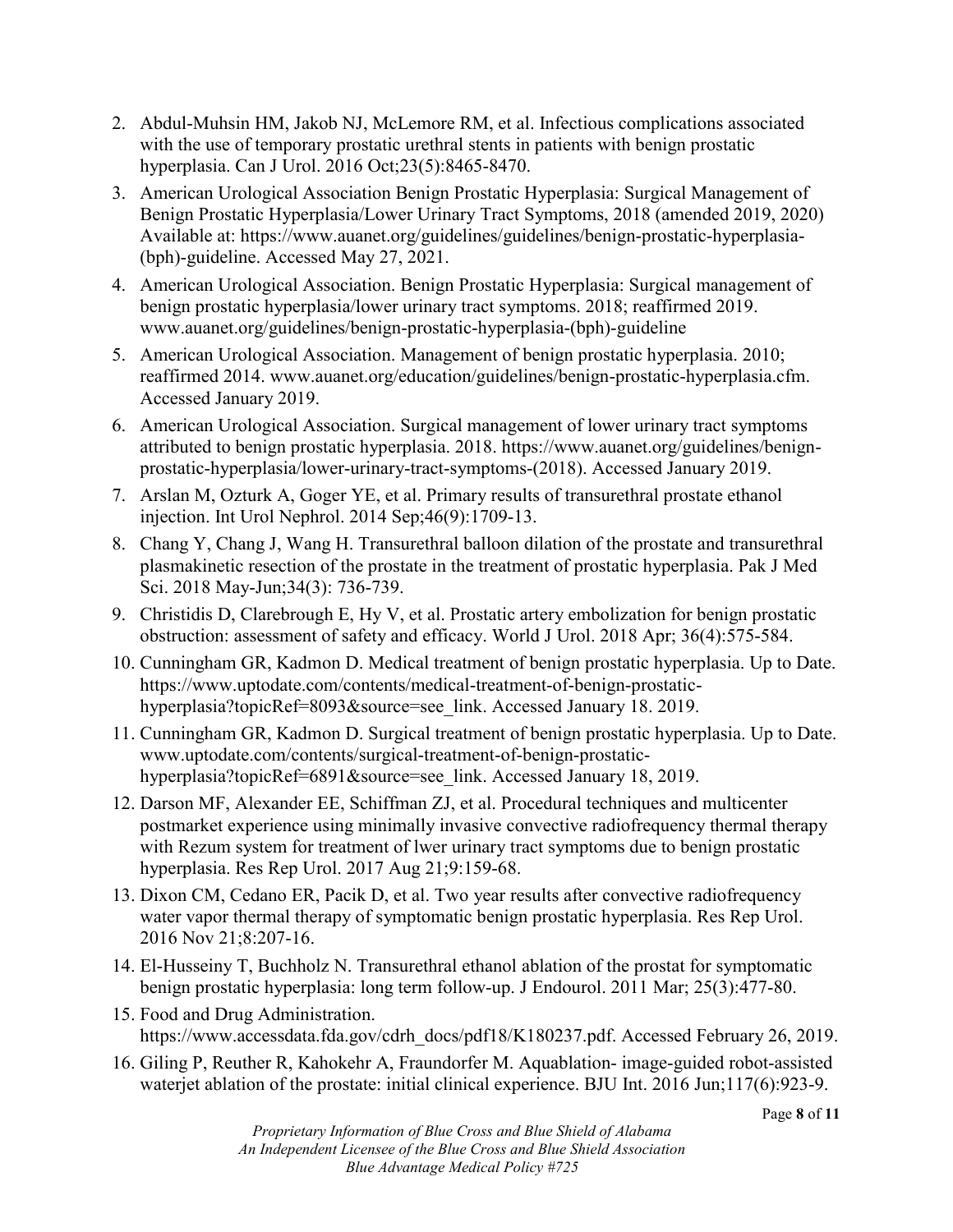2. Abdul-Muhsin HM, Jakob NJ, McLemore RM, et al. Infectious complications associated with the use of temporary prostatic urethral stents in patients with benign prostatic hyperplasia. Can J Urol. 2016 Oct;23(5):8465-8470.
3. American Urological Association Benign Prostatic Hyperplasia: Surgical Management of Benign Prostatic Hyperplasia/Lower Urinary Tract Symptoms, 2018 (amended 2019, 2020) Available at: https://www.auanet.org/guidelines/guidelines/benign-prostatic-hyperplasia-(bph)-guideline. Accessed May 27, 2021.
4. American Urological Association. Benign Prostatic Hyperplasia: Surgical management of benign prostatic hyperplasia/lower urinary tract symptoms. 2018; reaffirmed 2019. www.auanet.org/guidelines/benign-prostatic-hyperplasia-(bph)-guideline
5. American Urological Association. Management of benign prostatic hyperplasia. 2010; reaffirmed 2014. www.auanet.org/education/guidelines/benign-prostatic-hyperplasia.cfm. Accessed January 2019.
6. American Urological Association. Surgical management of lower urinary tract symptoms attributed to benign prostatic hyperplasia. 2018. https://www.auanet.org/guidelines/benign-prostatic-hyperplasia/lower-urinary-tract-symptoms-(2018). Accessed January 2019.
7. Arslan M, Ozturk A, Goger YE, et al. Primary results of transurethral prostate ethanol injection. Int Urol Nephrol. 2014 Sep;46(9):1709-13.
8. Chang Y, Chang J, Wang H. Transurethral balloon dilation of the prostate and transurethral plasmakinetic resection of the prostate in the treatment of prostatic hyperplasia. Pak J Med Sci. 2018 May-Jun;34(3): 736-739.
9. Christidis D, Clarebrough E, Hy V, et al. Prostatic artery embolization for benign prostatic obstruction: assessment of safety and efficacy. World J Urol. 2018 Apr; 36(4):575-584.
10. Cunningham GR, Kadmon D. Medical treatment of benign prostatic hyperplasia. Up to Date. https://www.uptodate.com/contents/medical-treatment-of-benign-prostatic-hyperplasia?topicRef=8093&source=see_link. Accessed January 18. 2019.
11. Cunningham GR, Kadmon D. Surgical treatment of benign prostatic hyperplasia. Up to Date. www.uptodate.com/contents/surgical-treatment-of-benign-prostatic-hyperplasia?topicRef=6891&source=see_link. Accessed January 18, 2019.
12. Darson MF, Alexander EE, Schiffman ZJ, et al. Procedural techniques and multicenter postmarket experience using minimally invasive convective radiofrequency thermal therapy with Rezum system for treatment of lwer urinary tract symptoms due to benign prostatic hyperplasia. Res Rep Urol. 2017 Aug 21;9:159-68.
13. Dixon CM, Cedano ER, Pacik D, et al. Two year results after convective radiofrequency water vapor thermal therapy of symptomatic benign prostatic hyperplasia. Res Rep Urol. 2016 Nov 21;8:207-16.
14. El-Husseiny T, Buchholz N. Transurethral ethanol ablation of the prostat for symptomatic benign prostatic hyperplasia: long term follow-up. J Endourol. 2011 Mar; 25(3):477-80.
15. Food and Drug Administration. https://www.accessdata.fda.gov/cdrh_docs/pdf18/K180237.pdf. Accessed February 26, 2019.
16. Giling P, Reuther R, Kahokehr A, Fraundorfer M. Aquablation- image-guided robot-assisted waterjet ablation of the prostate: initial clinical experience. BJU Int. 2016 Jun;117(6):923-9.

*Proprietary Information of Blue Cross and Blue Shield of Alabama*
*An Independent Licensee of the Blue Cross and Blue Shield Association*
*Blue Advantage Medical Policy #725*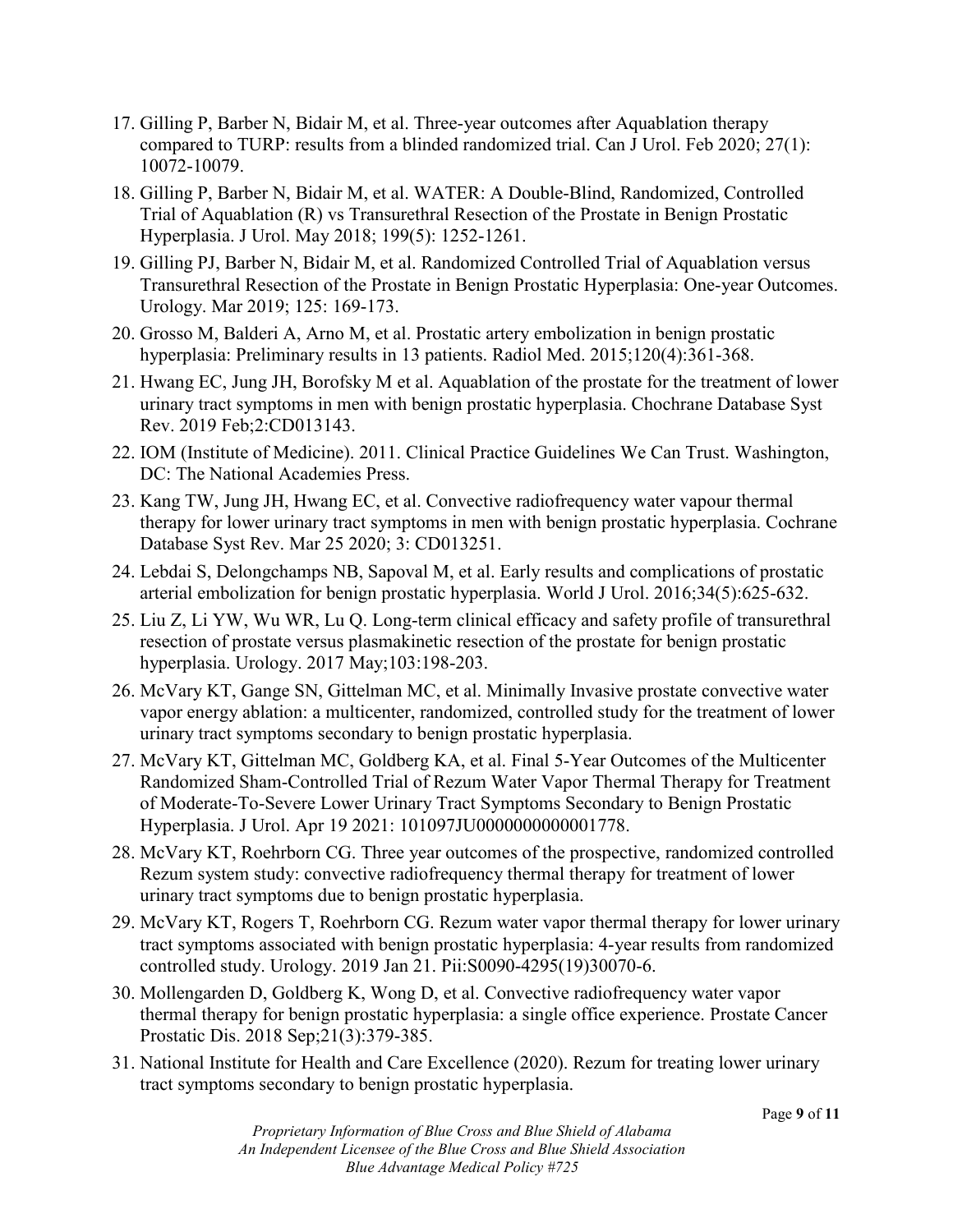17. Gilling P, Barber N, Bidair M, et al. Three-year outcomes after Aquablation therapy compared to TURP: results from a blinded randomized trial. Can J Urol. Feb 2020; 27(1): 10072-10079.
18. Gilling P, Barber N, Bidair M, et al. WATER: A Double-Blind, Randomized, Controlled Trial of Aquablation (R) vs Transurethral Resection of the Prostate in Benign Prostatic Hyperplasia. J Urol. May 2018; 199(5): 1252-1261.
19. Gilling PJ, Barber N, Bidair M, et al. Randomized Controlled Trial of Aquablation versus Transurethral Resection of the Prostate in Benign Prostatic Hyperplasia: One-year Outcomes. Urology. Mar 2019; 125: 169-173.
20. Grosso M, Balderi A, Arno M, et al. Prostatic artery embolization in benign prostatic hyperplasia: Preliminary results in 13 patients. Radiol Med. 2015;120(4):361-368.
21. Hwang EC, Jung JH, Borofsky M et al. Aquablation of the prostate for the treatment of lower urinary tract symptoms in men with benign prostatic hyperplasia. Chochrane Database Syst Rev. 2019 Feb;2:CD013143.
22. IOM (Institute of Medicine). 2011. Clinical Practice Guidelines We Can Trust. Washington, DC: The National Academies Press.
23. Kang TW, Jung JH, Hwang EC, et al. Convective radiofrequency water vapour thermal therapy for lower urinary tract symptoms in men with benign prostatic hyperplasia. Cochrane Database Syst Rev. Mar 25 2020; 3: CD013251.
24. Lebdai S, Delongchamps NB, Sapoval M, et al. Early results and complications of prostatic arterial embolization for benign prostatic hyperplasia. World J Urol. 2016;34(5):625-632.
25. Liu Z, Li YW, Wu WR, Lu Q. Long-term clinical efficacy and safety profile of transurethral resection of prostate versus plasmakinetic resection of the prostate for benign prostatic hyperplasia. Urology. 2017 May;103:198-203.
26. McVary KT, Gange SN, Gittelman MC, et al. Minimally Invasive prostate convective water vapor energy ablation: a multicenter, randomized, controlled study for the treatment of lower urinary tract symptoms secondary to benign prostatic hyperplasia.
27. McVary KT, Gittelman MC, Goldberg KA, et al. Final 5-Year Outcomes of the Multicenter Randomized Sham-Controlled Trial of Rezum Water Vapor Thermal Therapy for Treatment of Moderate-To-Severe Lower Urinary Tract Symptoms Secondary to Benign Prostatic Hyperplasia. J Urol. Apr 19 2021: 101097JU0000000000001778.
28. McVary KT, Roehrborn CG. Three year outcomes of the prospective, randomized controlled Rezum system study: convective radiofrequency thermal therapy for treatment of lower urinary tract symptoms due to benign prostatic hyperplasia.
29. McVary KT, Rogers T, Roehrborn CG. Rezum water vapor thermal therapy for lower urinary tract symptoms associated with benign prostatic hyperplasia: 4-year results from randomized controlled study. Urology. 2019 Jan 21. Pii:S0090-4295(19)30070-6.
30. Mollengarden D, Goldberg K, Wong D, et al. Convective radiofrequency water vapor thermal therapy for benign prostatic hyperplasia: a single office experience. Prostate Cancer Prostatic Dis. 2018 Sep;21(3):379-385.
31. National Institute for Health and Care Excellence (2020). Rezum for treating lower urinary tract symptoms secondary to benign prostatic hyperplasia.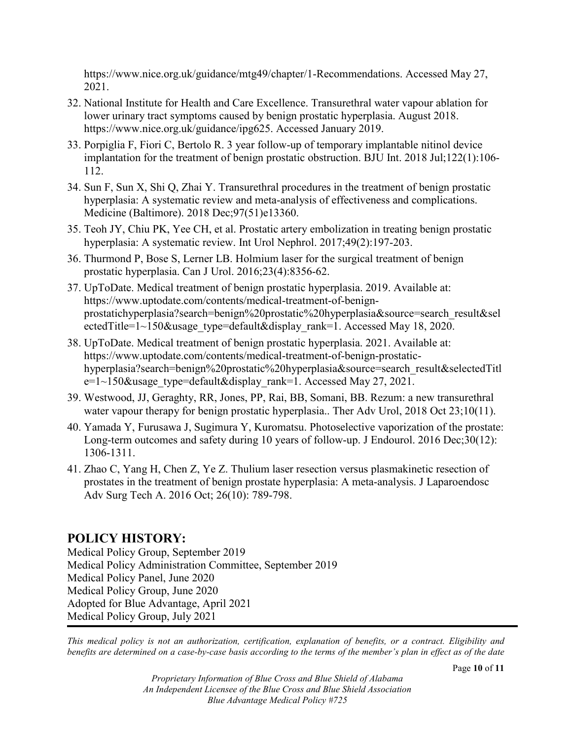https://www.nice.org.uk/guidance/mtg49/chapter/1-Recommendations. Accessed May 27, 2021.

32. National Institute for Health and Care Excellence. Transurethral water vapour ablation for lower urinary tract symptoms caused by benign prostatic hyperplasia. August 2018. https://www.nice.org.uk/guidance/ipg625. Accessed January 2019.
33. Porpiglia F, Fiori C, Bertolo R. 3 year follow-up of temporary implantable nitinol device implantation for the treatment of benign prostatic obstruction. BJU Int. 2018 Jul;122(1):106-112.
34. Sun F, Sun X, Shi Q, Zhai Y. Transurethral procedures in the treatment of benign prostatic hyperplasia: A systematic review and meta-analysis of effectiveness and complications. Medicine (Baltimore). 2018 Dec;97(51)e13360.
35. Teoh JY, Chiu PK, Yee CH, et al. Prostatic artery embolization in treating benign prostatic hyperplasia: A systematic review. Int Urol Nephrol. 2017;49(2):197-203.
36. Thurmond P, Bose S, Lerner LB. Holmium laser for the surgical treatment of benign prostatic hyperplasia. Can J Urol. 2016;23(4):8356-62.
37. UpToDate. Medical treatment of benign prostatic hyperplasia. 2019. Available at: https://www.uptodate.com/contents/medical-treatment-of-benign-prostatichyperplasia?search=benign%20prostatic%20hyperplasia&source=search_result&selectedTitle=1~150&usage_type=default&display_rank=1. Accessed May 18, 2020.
38. UpToDate. Medical treatment of benign prostatic hyperplasia. 2021. Available at: https://www.uptodate.com/contents/medical-treatment-of-benign-prostatic-hyperplasia?search=benign%20prostatic%20hyperplasia&source=search_result&selectedTitle=1~150&usage_type=default&display_rank=1. Accessed May 27, 2021.
39. Westwood, JJ, Geraghty, RR, Jones, PP, Rai, BB, Somani, BB. Rezum: a new transurethral water vapour therapy for benign prostatic hyperplasia.. Ther Adv Urol, 2018 Oct 23;10(11).
40. Yamada Y, Furusawa J, Sugimura Y, Kuromatsu. Photoselective vaporization of the prostate: Long-term outcomes and safety during 10 years of follow-up. J Endourol. 2016 Dec;30(12): 1306-1311.
41. Zhao C, Yang H, Chen Z, Ye Z. Thulium laser resection versus plasmakinetic resection of prostates in the treatment of benign prostate hyperplasia: A meta-analysis. J Laparoendosc Adv Surg Tech A. 2016 Oct; 26(10): 789-798.

## POLICY HISTORY:

Medical Policy Group, September 2019
Medical Policy Administration Committee, September 2019
Medical Policy Panel, June 2020
Medical Policy Group, June 2020
Adopted for Blue Advantage, April 2021
Medical Policy Group, July 2021

*This medical policy is not an authorization, certification, explanation of benefits, or a contract. Eligibility and benefits are determined on a case-by-case basis according to the terms of the member's plan in effect as of the date*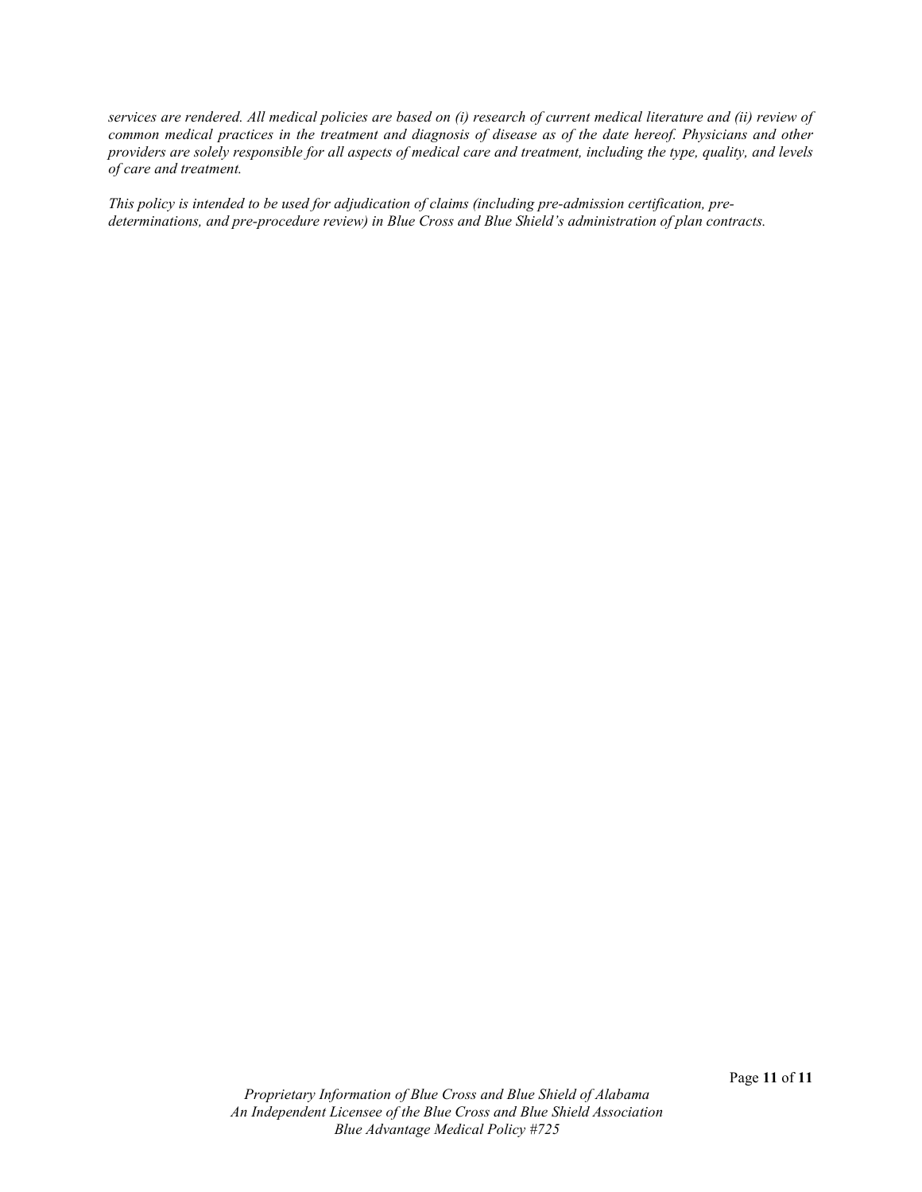*services are rendered. All medical policies are based on (i) research of current medical literature and (ii) review of common medical practices in the treatment and diagnosis of disease as of the date hereof. Physicians and other providers are solely responsible for all aspects of medical care and treatment, including the type, quality, and levels of care and treatment.*

*This policy is intended to be used for adjudication of claims (including pre-admission certification, pre-determinations, and pre-procedure review) in Blue Cross and Blue Shield's administration of plan contracts.*